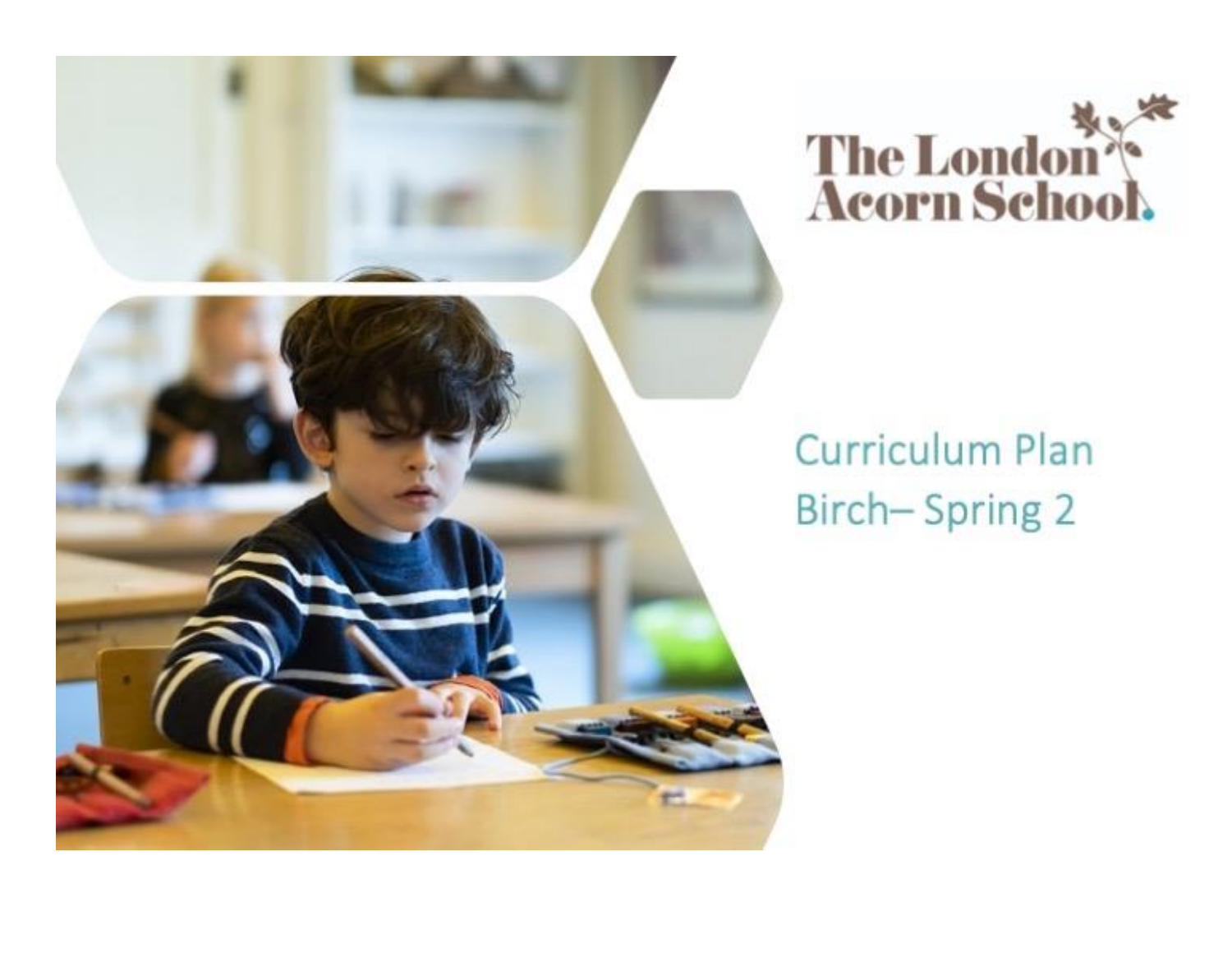The London Acorn School

# Curriculum Plan
## Birch– Spring 2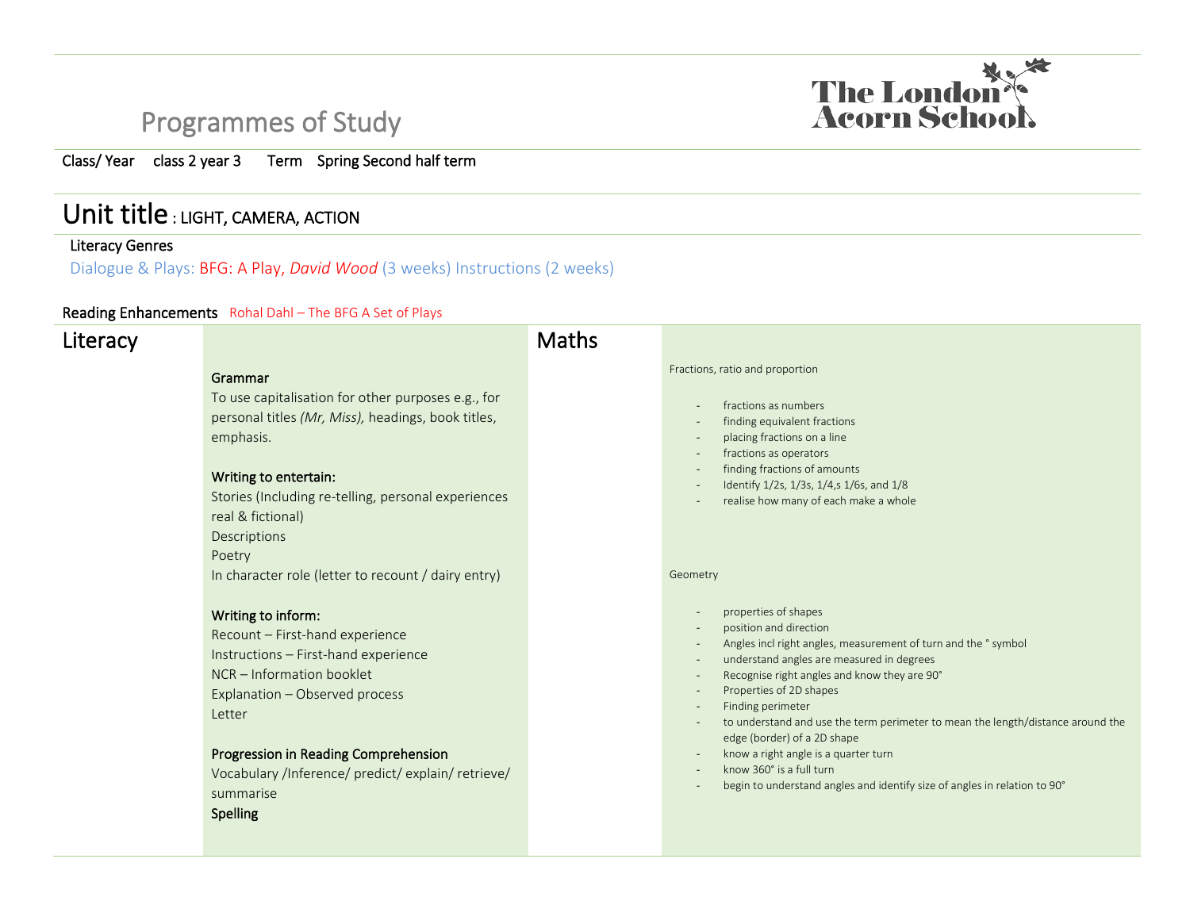# Programmes of Study

The London Acorn School

Class/ Year class 2 year 3 Term Spring Second half term

## Unit title : LIGHT, CAMERA, ACTION

Literacy Genres

Dialogue & Plays: BFG: A Play, *David Wood* (3 weeks) Instructions (2 weeks)

Reading Enhancements Rohal Dahl – The BFG A Set of Plays

## Literacy

**Grammar**

To use capitalisation for other purposes e.g., for personal titles *(Mr, Miss),* headings, book titles, emphasis.

**Writing to entertain:**

Stories (Including re-telling, personal experiences real & fictional)
Descriptions
Poetry
In character role (letter to recount / dairy entry)

**Writing to inform:**

Recount – First-hand experience
Instructions – First-hand experience
NCR – Information booklet
Explanation – Observed process
Letter

**Progression in Reading Comprehension**

Vocabulary /Inference/ predict/ explain/ retrieve/ summarise

**Spelling**

## Maths

Fractions, ratio and proportion

- fractions as numbers
- finding equivalent fractions
- placing fractions on a line
- fractions as operators
- finding fractions of amounts
- Identify 1/2s, 1/3s, 1/4,s 1/6s, and 1/8
- realise how many of each make a whole

Geometry

- properties of shapes
- position and direction
- Angles incl right angles, measurement of turn and the ° symbol
- understand angles are measured in degrees
- Recognise right angles and know they are 90°
- Properties of 2D shapes
- Finding perimeter
- to understand and use the term perimeter to mean the length/distance around the edge (border) of a 2D shape
- know a right angle is a quarter turn
- know 360° is a full turn
- begin to understand angles and identify size of angles in relation to 90°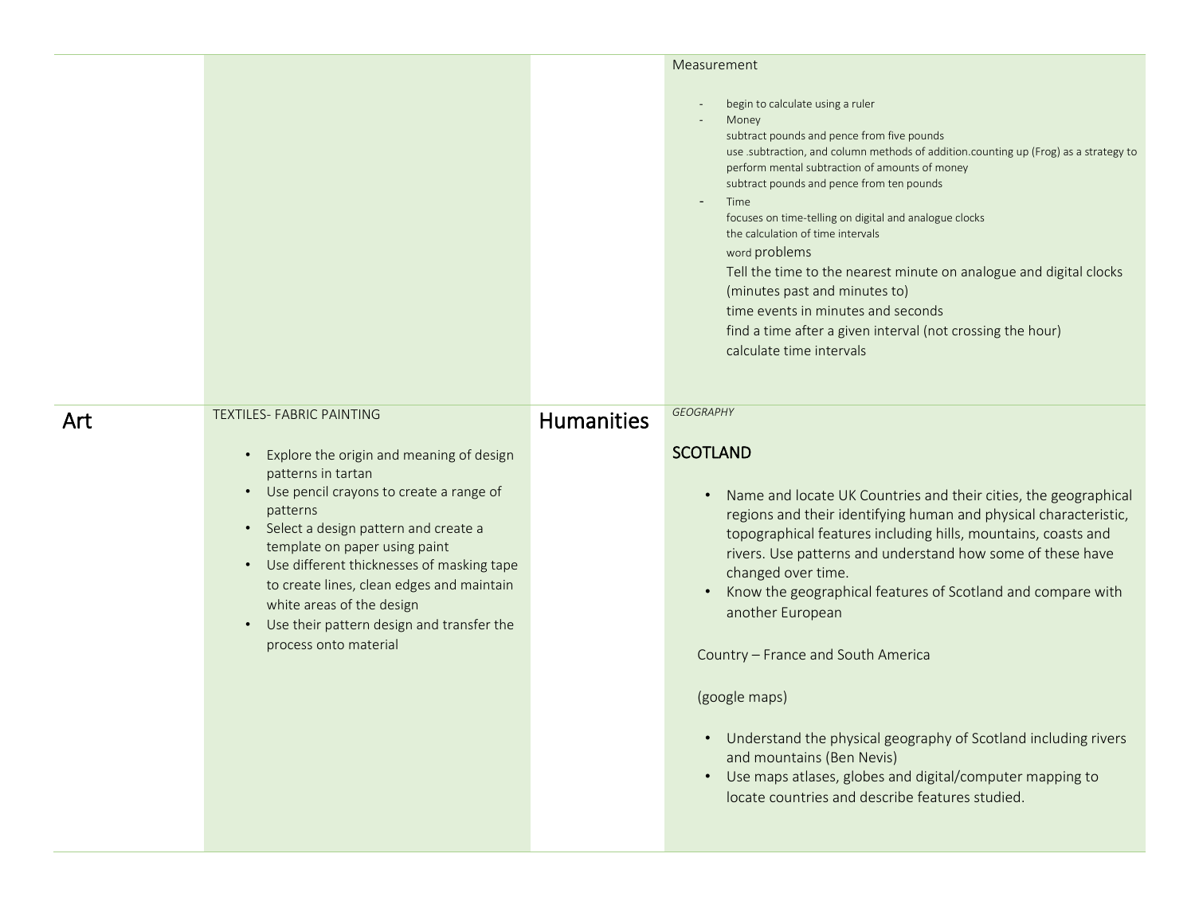| | | | |
|---|---|---|---|
| | | | Measurement<br><br>- begin to calculate using a ruler<br>- Money<br>subtract pounds and pence from five pounds<br>use .subtraction, and column methods of addition.counting up (Frog) as a strategy to perform mental subtraction of amounts of money<br>subtract pounds and pence from ten pounds<br>- Time<br>focuses on time-telling on digital and analogue clocks<br>the calculation of time intervals<br>word problems<br>Tell the time to the nearest minute on analogue and digital clocks (minutes past and minutes to)<br>time events in minutes and seconds<br>find a time after a given interval (not crossing the hour)<br>calculate time intervals |
| **Art** | TEXTILES- FABRIC PAINTING<br><br>• Explore the origin and meaning of design patterns in tartan<br>• Use pencil crayons to create a range of patterns<br>• Select a design pattern and create a template on paper using paint<br>• Use different thicknesses of masking tape to create lines, clean edges and maintain white areas of the design<br>• Use their pattern design and transfer the process onto material | **Humanities** | *GEOGRAPHY*<br><br>SCOTLAND<br><br>• Name and locate UK Countries and their cities, the geographical regions and their identifying human and physical characteristic, topographical features including hills, mountains, coasts and rivers. Use patterns and understand how some of these have changed over time.<br>• Know the geographical features of Scotland and compare with another European<br><br>Country – France and South America<br><br>(google maps)<br><br>• Understand the physical geography of Scotland including rivers and mountains (Ben Nevis)<br>• Use maps atlases, globes and digital/computer mapping to locate countries and describe features studied. |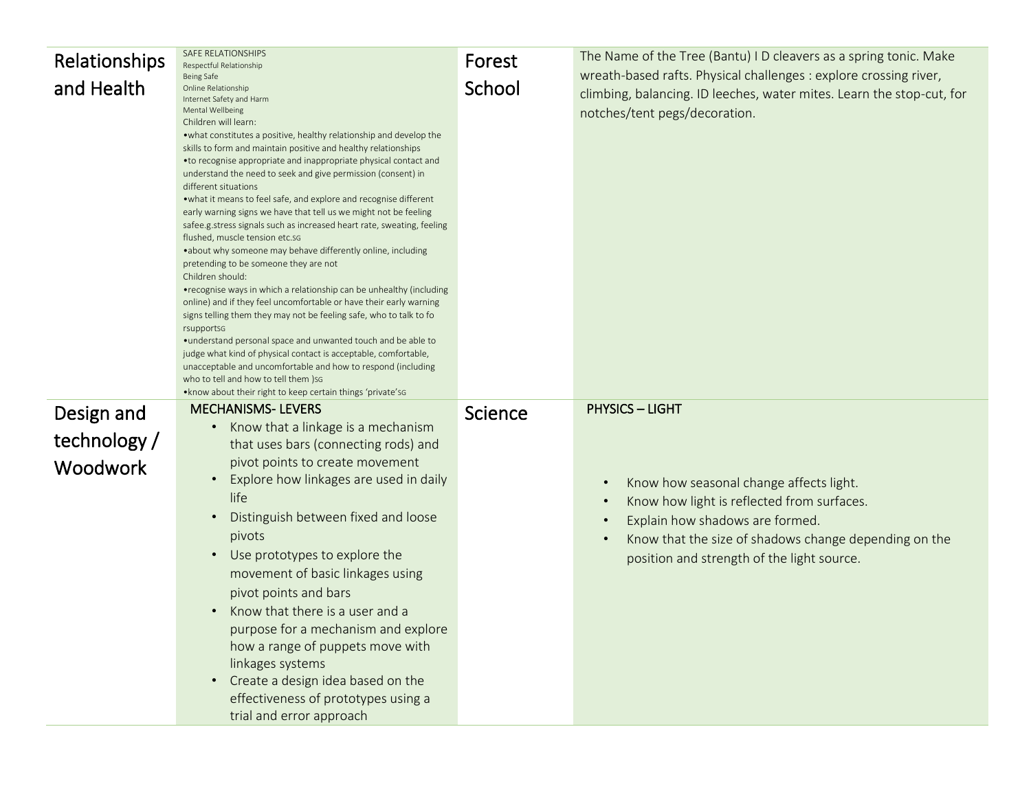| | | | |
|---|---|---|---|
| Relationships and Health | SAFE RELATIONSHIPS<br>Respectful Relationship<br>Being Safe<br>Online Relationship<br>Internet Safety and Harm<br>Mental Wellbeing<br>Children will learn:<br>•what constitutes a positive, healthy relationship and develop the skills to form and maintain positive and healthy relationships<br>•to recognise appropriate and inappropriate physical contact and understand the need to seek and give permission (consent) in different situations<br>•what it means to feel safe, and explore and recognise different early warning signs we have that tell us we might not be feeling safee.g.stress signals such as increased heart rate, sweating, feeling flushed, muscle tension etc.SG<br>•about why someone may behave differently online, including pretending to be someone they are not<br>Children should:<br>•recognise ways in which a relationship can be unhealthy (including online) and if they feel uncomfortable or have their early warning signs telling them they may not be feeling safe, who to talk to fo rsupportSG<br>•understand personal space and unwanted touch and be able to judge what kind of physical contact is acceptable, comfortable, unacceptable and uncomfortable and how to respond (including who to tell and how to tell them )SG<br>•know about their right to keep certain things 'private'SG | Forest School | The Name of the Tree (Bantu) I D cleavers as a spring tonic. Make wreath-based rafts. Physical challenges : explore crossing river, climbing, balancing. ID leeches, water mites. Learn the stop-cut, for notches/tent pegs/decoration. |
| Design and technology / Woodwork | MECHANISMS- LEVERS<br>• Know that a linkage is a mechanism that uses bars (connecting rods) and pivot points to create movement<br>• Explore how linkages are used in daily life<br>• Distinguish between fixed and loose pivots<br>• Use prototypes to explore the movement of basic linkages using pivot points and bars<br>• Know that there is a user and a purpose for a mechanism and explore how a range of puppets move with linkages systems<br>• Create a design idea based on the effectiveness of prototypes using a trial and error approach | Science | PHYSICS – LIGHT<br>• Know how seasonal change affects light.<br>• Know how light is reflected from surfaces.<br>• Explain how shadows are formed.<br>• Know that the size of shadows change depending on the position and strength of the light source. |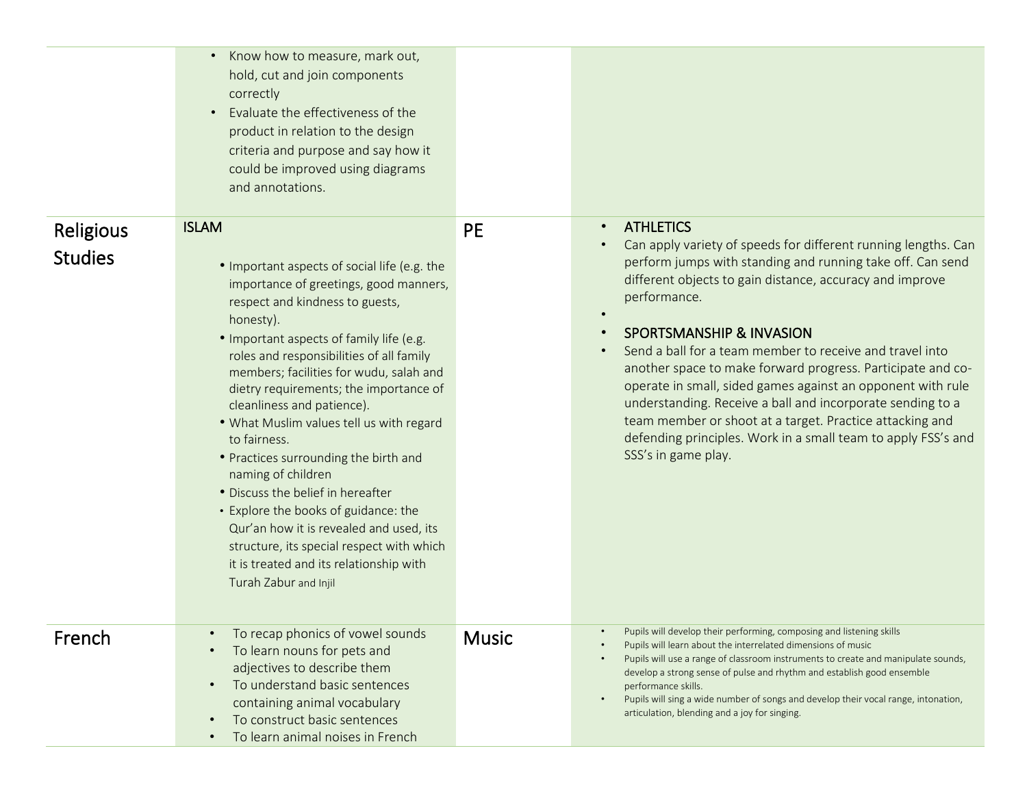| | | | |
|---|---|---|---|
| | • Know how to measure, mark out, hold, cut and join components correctly<br>• Evaluate the effectiveness of the product in relation to the design criteria and purpose and say how it could be improved using diagrams and annotations. | | |
| Religious Studies | ISLAM<br><br>• Important aspects of social life (e.g. the importance of greetings, good manners, respect and kindness to guests, honesty).<br>• Important aspects of family life (e.g. roles and responsibilities of all family members; facilities for wudu, salah and dietry requirements; the importance of cleanliness and patience).<br>• What Muslim values tell us with regard to fairness.<br>• Practices surrounding the birth and naming of children<br>• Discuss the belief in hereafter<br>• Explore the books of guidance: the Qur'an how it is revealed and used, its structure, its special respect with which it is treated and its relationship with Turah Zabur and Injil | PE | • ATHLETICS<br>• Can apply variety of speeds for different running lengths. Can perform jumps with standing and running take off. Can send different objects to gain distance, accuracy and improve performance.<br>•<br>• SPORTSMANSHIP & INVASION<br>• Send a ball for a team member to receive and travel into another space to make forward progress. Participate and co-operate in small, sided games against an opponent with rule understanding. Receive a ball and incorporate sending to a team member or shoot at a target. Practice attacking and defending principles. Work in a small team to apply FSS's and SSS's in game play. |
| French | • To recap phonics of vowel sounds<br>• To learn nouns for pets and adjectives to describe them<br>• To understand basic sentences containing animal vocabulary<br>• To construct basic sentences<br>• To learn animal noises in French | Music | • Pupils will develop their performing, composing and listening skills<br>• Pupils will learn about the interrelated dimensions of music<br>• Pupils will use a range of classroom instruments to create and manipulate sounds, develop a strong sense of pulse and rhythm and establish good ensemble performance skills.<br>• Pupils will sing a wide number of songs and develop their vocal range, intonation, articulation, blending and a joy for singing. |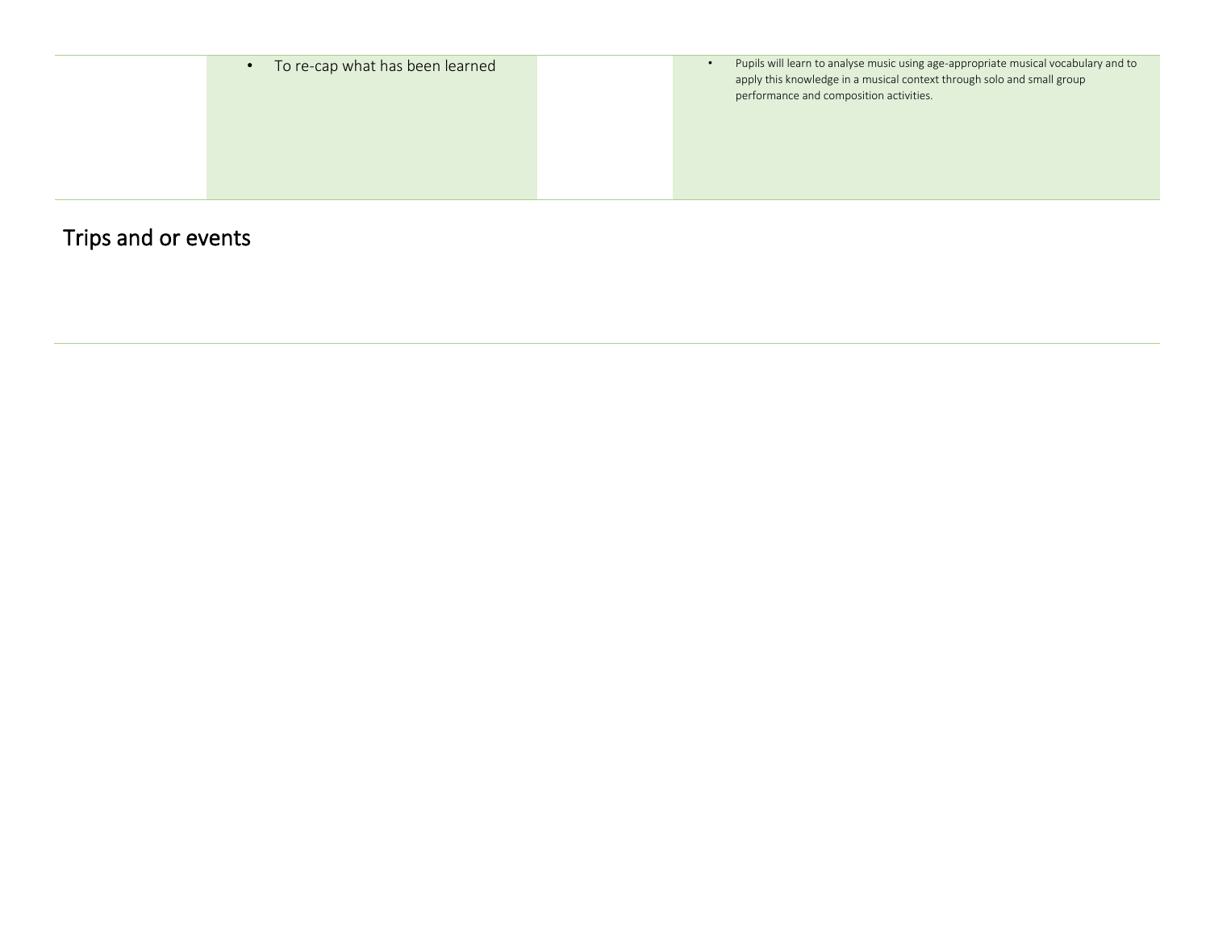| | | | |
|---|---|---|---|
| | • To re-cap what has been learned | | • Pupils will learn to analyse music using age-appropriate musical vocabulary and to apply this knowledge in a musical context through solo and small group performance and composition activities. |

## Trips and or events